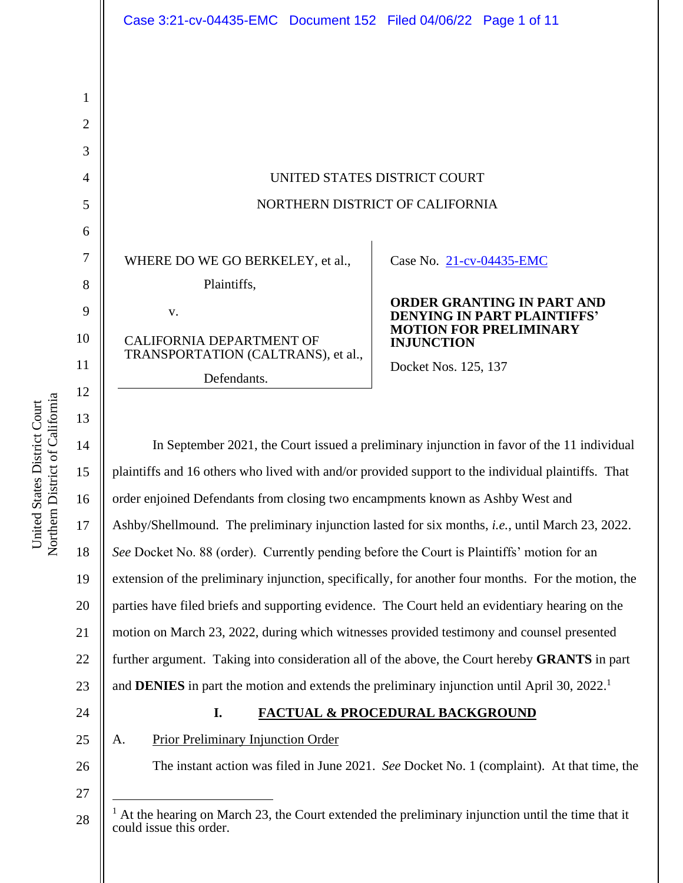UNITED STATES DISTRICT COURT

NORTHERN DISTRICT OF CALIFORNIA

WHERE DO WE GO BERKELEY, et al.,

Plaintiffs,

v.

CALIFORNIA DEPARTMENT OF TRANSPORTATION (CALTRANS), et al.,

Defendants.

Case No. 21-cv-04435-EMC

**ORDER GRANTING IN PART AND DENYING IN PART PLAINTIFFS' MOTION FOR PRELIMINARY INJUNCTION**

Docket Nos. 125, 137

In September 2021, the Court issued a preliminary injunction in favor of the 11 individual plaintiffs and 16 others who lived with and/or provided support to the individual plaintiffs. That order enjoined Defendants from closing two encampments known as Ashby West and Ashby/Shellmound. The preliminary injunction lasted for six months, *i.e.*, until March 23, 2022. *See* Docket No. 88 (order). Currently pending before the Court is Plaintiffs' motion for an extension of the preliminary injunction, specifically, for another four months. For the motion, the parties have filed briefs and supporting evidence. The Court held an evidentiary hearing on the motion on March 23, 2022, during which witnesses provided testimony and counsel presented further argument. Taking into consideration all of the above, the Court hereby **GRANTS** in part and **DENIES** in part the motion and extends the preliminary injunction until April 30, 2022.[1]

## I. FACTUAL & PROCEDURAL BACKGROUND

### A. Prior Preliminary Injunction Order

The instant action was filed in June 2021. *See* Docket No. 1 (complaint). At that time, the

[1] At the hearing on March 23, the Court extended the preliminary injunction until the time that it could issue this order.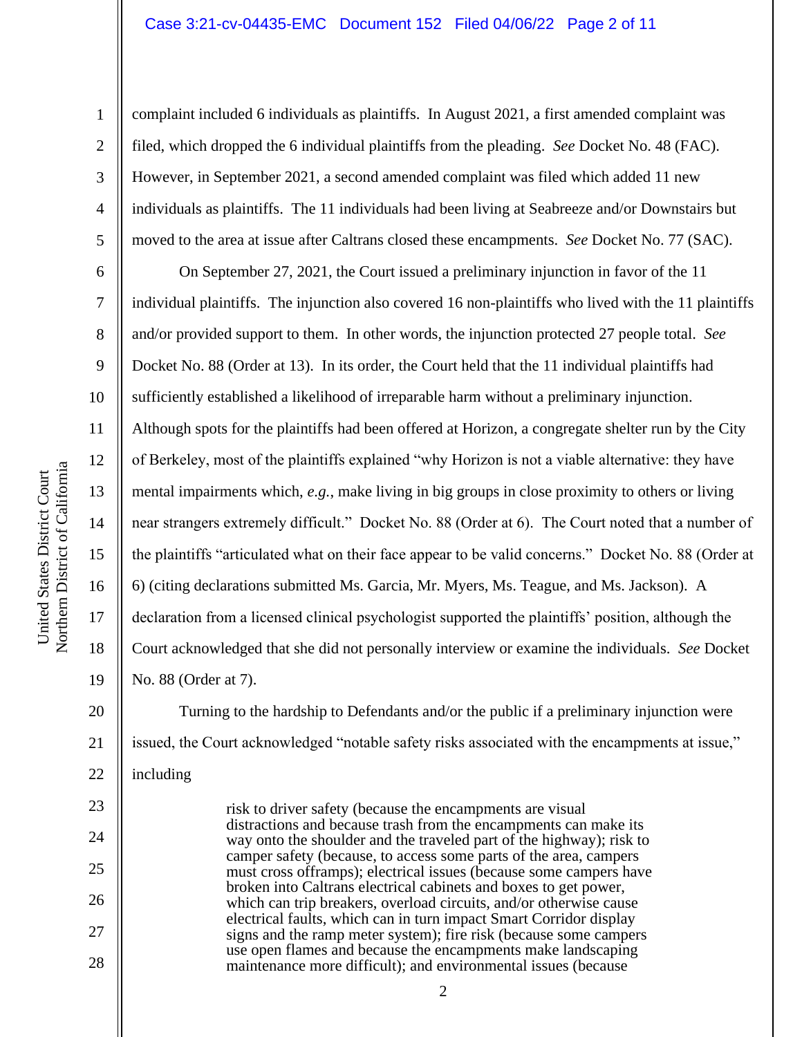complaint included 6 individuals as plaintiffs. In August 2021, a first amended complaint was filed, which dropped the 6 individual plaintiffs from the pleading. *See* Docket No. 48 (FAC). However, in September 2021, a second amended complaint was filed which added 11 new individuals as plaintiffs. The 11 individuals had been living at Seabreeze and/or Downstairs but moved to the area at issue after Caltrans closed these encampments. *See* Docket No. 77 (SAC).

On September 27, 2021, the Court issued a preliminary injunction in favor of the 11 individual plaintiffs. The injunction also covered 16 non-plaintiffs who lived with the 11 plaintiffs and/or provided support to them. In other words, the injunction protected 27 people total. *See* Docket No. 88 (Order at 13). In its order, the Court held that the 11 individual plaintiffs had sufficiently established a likelihood of irreparable harm without a preliminary injunction. Although spots for the plaintiffs had been offered at Horizon, a congregate shelter run by the City of Berkeley, most of the plaintiffs explained "why Horizon is not a viable alternative: they have mental impairments which, *e.g.*, make living in big groups in close proximity to others or living near strangers extremely difficult." Docket No. 88 (Order at 6). The Court noted that a number of the plaintiffs "articulated what on their face appear to be valid concerns." Docket No. 88 (Order at 6) (citing declarations submitted Ms. Garcia, Mr. Myers, Ms. Teague, and Ms. Jackson). A declaration from a licensed clinical psychologist supported the plaintiffs' position, although the Court acknowledged that she did not personally interview or examine the individuals. *See* Docket No. 88 (Order at 7).

Turning to the hardship to Defendants and/or the public if a preliminary injunction were issued, the Court acknowledged "notable safety risks associated with the encampments at issue," including

> risk to driver safety (because the encampments are visual distractions and because trash from the encampments can make its way onto the shoulder and the traveled part of the highway); risk to camper safety (because, to access some parts of the area, campers must cross offramps); electrical issues (because some campers have broken into Caltrans electrical cabinets and boxes to get power, which can trip breakers, overload circuits, and/or otherwise cause electrical faults, which can in turn impact Smart Corridor display signs and the ramp meter system); fire risk (because some campers use open flames and because the encampments make landscaping maintenance more difficult); and environmental issues (because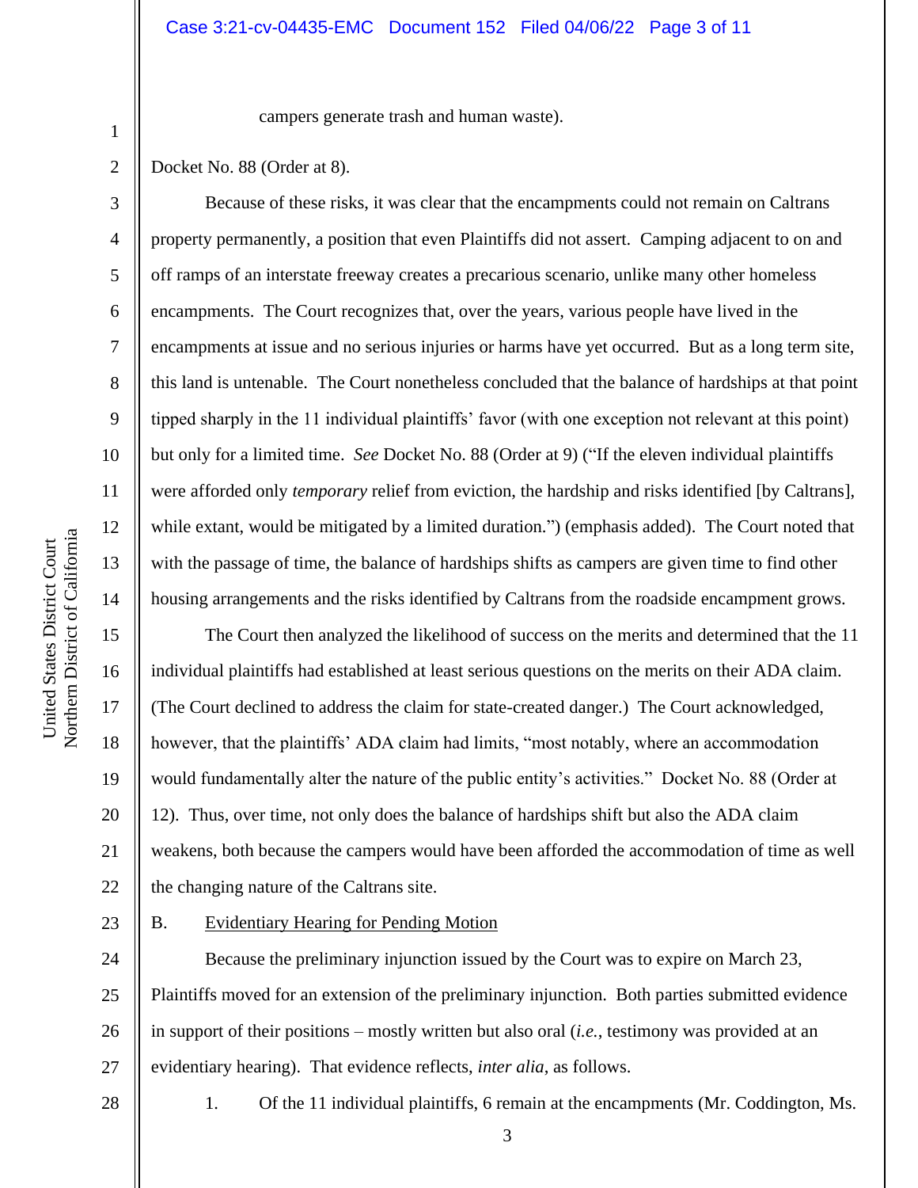campers generate trash and human waste).

Docket No. 88 (Order at 8).

Because of these risks, it was clear that the encampments could not remain on Caltrans property permanently, a position that even Plaintiffs did not assert. Camping adjacent to on and off ramps of an interstate freeway creates a precarious scenario, unlike many other homeless encampments. The Court recognizes that, over the years, various people have lived in the encampments at issue and no serious injuries or harms have yet occurred. But as a long term site, this land is untenable. The Court nonetheless concluded that the balance of hardships at that point tipped sharply in the 11 individual plaintiffs' favor (with one exception not relevant at this point) but only for a limited time. *See* Docket No. 88 (Order at 9) ("If the eleven individual plaintiffs were afforded only *temporary* relief from eviction, the hardship and risks identified [by Caltrans], while extant, would be mitigated by a limited duration.") (emphasis added). The Court noted that with the passage of time, the balance of hardships shifts as campers are given time to find other housing arrangements and the risks identified by Caltrans from the roadside encampment grows.

The Court then analyzed the likelihood of success on the merits and determined that the 11 individual plaintiffs had established at least serious questions on the merits on their ADA claim. (The Court declined to address the claim for state-created danger.) The Court acknowledged, however, that the plaintiffs' ADA claim had limits, "most notably, where an accommodation would fundamentally alter the nature of the public entity's activities." Docket No. 88 (Order at 12). Thus, over time, not only does the balance of hardships shift but also the ADA claim weakens, both because the campers would have been afforded the accommodation of time as well the changing nature of the Caltrans site.

B. <u>Evidentiary Hearing for Pending Motion</u>

Because the preliminary injunction issued by the Court was to expire on March 23, Plaintiffs moved for an extension of the preliminary injunction. Both parties submitted evidence in support of their positions – mostly written but also oral (*i.e.*, testimony was provided at an evidentiary hearing). That evidence reflects, *inter alia*, as follows.

1. Of the 11 individual plaintiffs, 6 remain at the encampments (Mr. Coddington, Ms.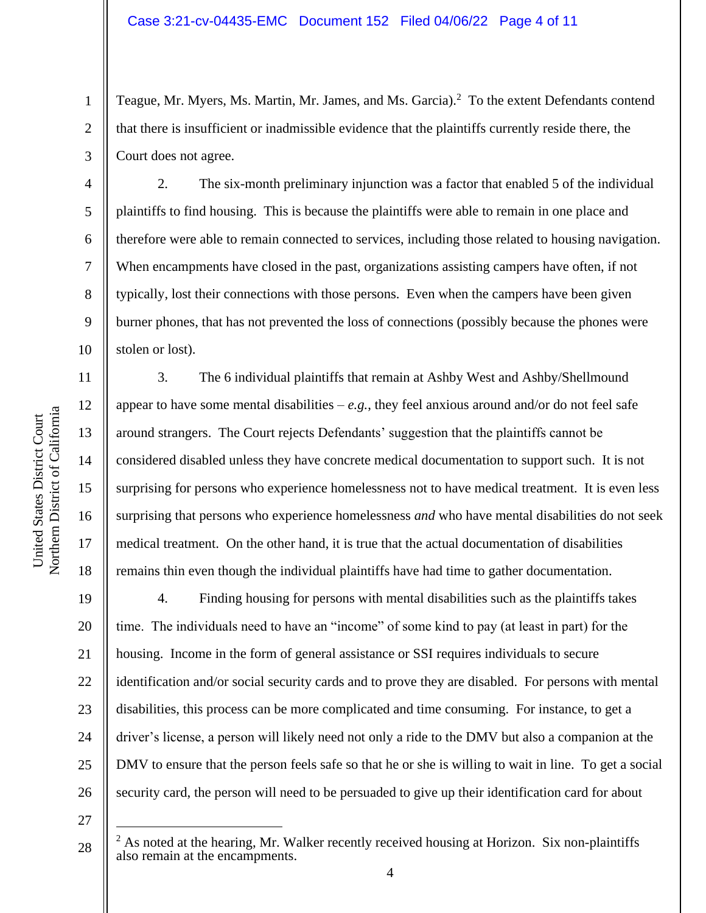Teague, Mr. Myers, Ms. Martin, Mr. James, and Ms. Garcia).[2] To the extent Defendants contend that there is insufficient or inadmissible evidence that the plaintiffs currently reside there, the Court does not agree.

2. The six-month preliminary injunction was a factor that enabled 5 of the individual plaintiffs to find housing. This is because the plaintiffs were able to remain in one place and therefore were able to remain connected to services, including those related to housing navigation. When encampments have closed in the past, organizations assisting campers have often, if not typically, lost their connections with those persons. Even when the campers have been given burner phones, that has not prevented the loss of connections (possibly because the phones were stolen or lost).

3. The 6 individual plaintiffs that remain at Ashby West and Ashby/Shellmound appear to have some mental disabilities – *e.g.*, they feel anxious around and/or do not feel safe around strangers. The Court rejects Defendants' suggestion that the plaintiffs cannot be considered disabled unless they have concrete medical documentation to support such. It is not surprising for persons who experience homelessness not to have medical treatment. It is even less surprising that persons who experience homelessness *and* who have mental disabilities do not seek medical treatment. On the other hand, it is true that the actual documentation of disabilities remains thin even though the individual plaintiffs have had time to gather documentation.

4. Finding housing for persons with mental disabilities such as the plaintiffs takes time. The individuals need to have an "income" of some kind to pay (at least in part) for the housing. Income in the form of general assistance or SSI requires individuals to secure identification and/or social security cards and to prove they are disabled. For persons with mental disabilities, this process can be more complicated and time consuming. For instance, to get a driver's license, a person will likely need not only a ride to the DMV but also a companion at the DMV to ensure that the person feels safe so that he or she is willing to wait in line. To get a social security card, the person will need to be persuaded to give up their identification card for about

---

[2] As noted at the hearing, Mr. Walker recently received housing at Horizon. Six non-plaintiffs also remain at the encampments.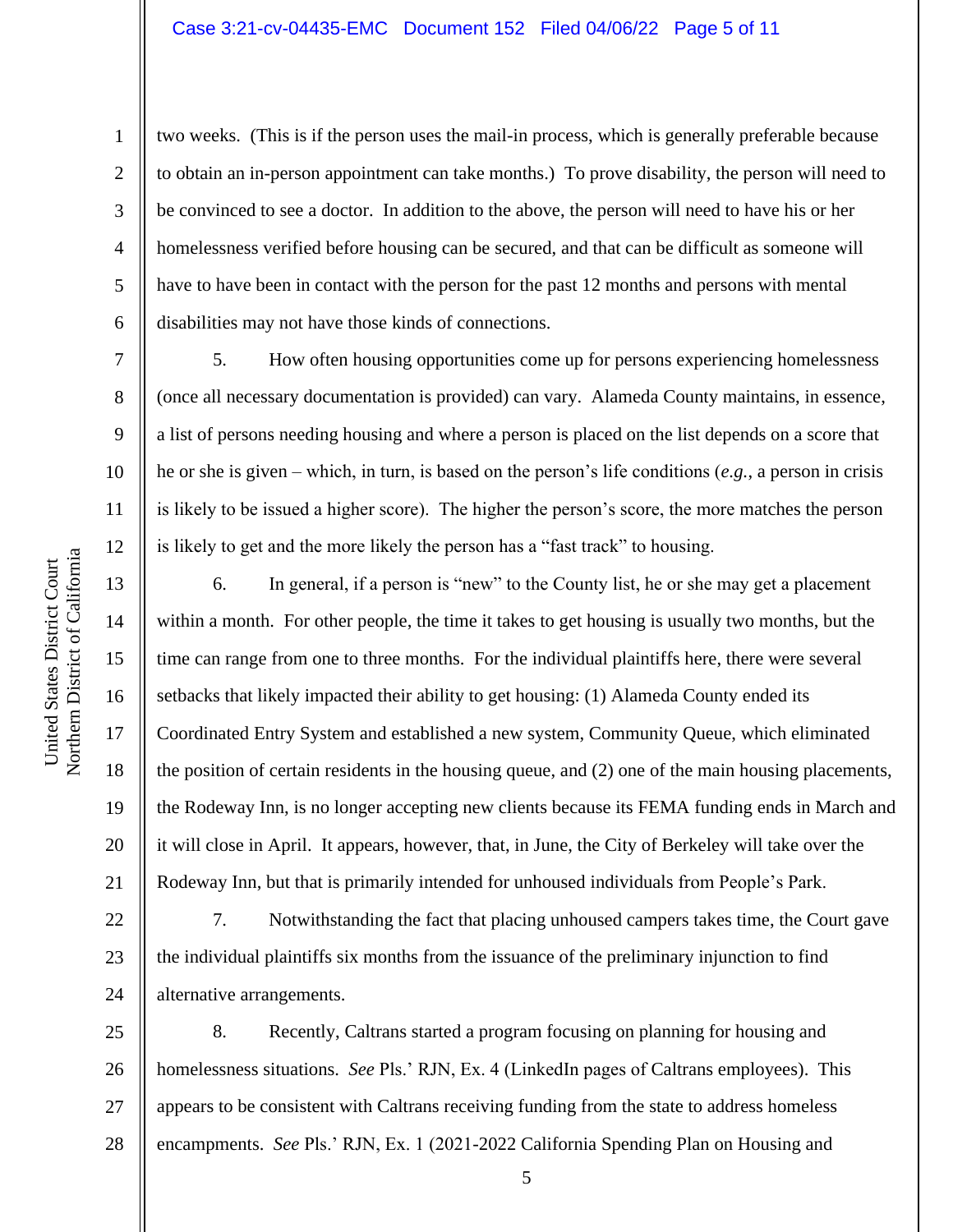two weeks. (This is if the person uses the mail-in process, which is generally preferable because to obtain an in-person appointment can take months.) To prove disability, the person will need to be convinced to see a doctor. In addition to the above, the person will need to have his or her homelessness verified before housing can be secured, and that can be difficult as someone will have to have been in contact with the person for the past 12 months and persons with mental disabilities may not have those kinds of connections.

5. How often housing opportunities come up for persons experiencing homelessness (once all necessary documentation is provided) can vary. Alameda County maintains, in essence, a list of persons needing housing and where a person is placed on the list depends on a score that he or she is given – which, in turn, is based on the person's life conditions (*e.g.*, a person in crisis is likely to be issued a higher score). The higher the person's score, the more matches the person is likely to get and the more likely the person has a "fast track" to housing.

6. In general, if a person is "new" to the County list, he or she may get a placement within a month. For other people, the time it takes to get housing is usually two months, but the time can range from one to three months. For the individual plaintiffs here, there were several setbacks that likely impacted their ability to get housing: (1) Alameda County ended its Coordinated Entry System and established a new system, Community Queue, which eliminated the position of certain residents in the housing queue, and (2) one of the main housing placements, the Rodeway Inn, is no longer accepting new clients because its FEMA funding ends in March and it will close in April. It appears, however, that, in June, the City of Berkeley will take over the Rodeway Inn, but that is primarily intended for unhoused individuals from People's Park.

7. Notwithstanding the fact that placing unhoused campers takes time, the Court gave the individual plaintiffs six months from the issuance of the preliminary injunction to find alternative arrangements.

8. Recently, Caltrans started a program focusing on planning for housing and homelessness situations. *See* Pls.' RJN, Ex. 4 (LinkedIn pages of Caltrans employees). This appears to be consistent with Caltrans receiving funding from the state to address homeless encampments. *See* Pls.' RJN, Ex. 1 (2021-2022 California Spending Plan on Housing and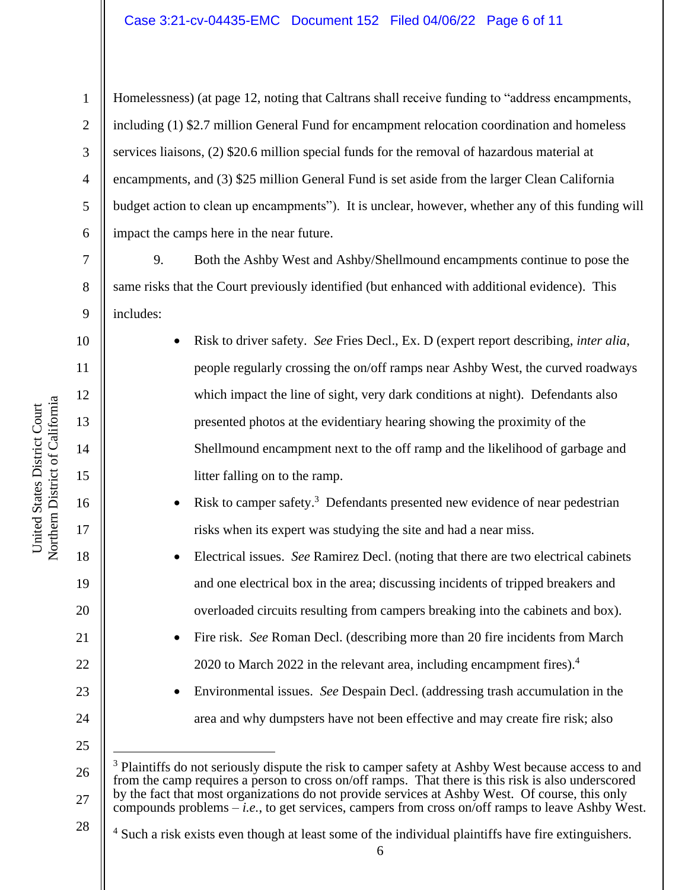Homelessness) (at page 12, noting that Caltrans shall receive funding to "address encampments, including (1) $2.7 million General Fund for encampment relocation coordination and homeless services liaisons, (2) $20.6 million special funds for the removal of hazardous material at encampments, and (3) $25 million General Fund is set aside from the larger Clean California budget action to clean up encampments"). It is unclear, however, whether any of this funding will impact the camps here in the near future.

9. Both the Ashby West and Ashby/Shellmound encampments continue to pose the same risks that the Court previously identified (but enhanced with additional evidence). This includes:

- Risk to driver safety. *See* Fries Decl., Ex. D (expert report describing, *inter alia*, people regularly crossing the on/off ramps near Ashby West, the curved roadways which impact the line of sight, very dark conditions at night). Defendants also presented photos at the evidentiary hearing showing the proximity of the Shellmound encampment next to the off ramp and the likelihood of garbage and litter falling on to the ramp.
- Risk to camper safety.[3] Defendants presented new evidence of near pedestrian risks when its expert was studying the site and had a near miss.
- Electrical issues. *See* Ramirez Decl. (noting that there are two electrical cabinets and one electrical box in the area; discussing incidents of tripped breakers and overloaded circuits resulting from campers breaking into the cabinets and box).
- Fire risk. *See* Roman Decl. (describing more than 20 fire incidents from March 2020 to March 2022 in the relevant area, including encampment fires).[4]
- Environmental issues. *See* Despain Decl. (addressing trash accumulation in the area and why dumpsters have not been effective and may create fire risk; also

---

[3] Plaintiffs do not seriously dispute the risk to camper safety at Ashby West because access to and from the camp requires a person to cross on/off ramps. That there is this risk is also underscored by the fact that most organizations do not provide services at Ashby West. Of course, this only compounds problems – *i.e.*, to get services, campers from cross on/off ramps to leave Ashby West.

[4] Such a risk exists even though at least some of the individual plaintiffs have fire extinguishers.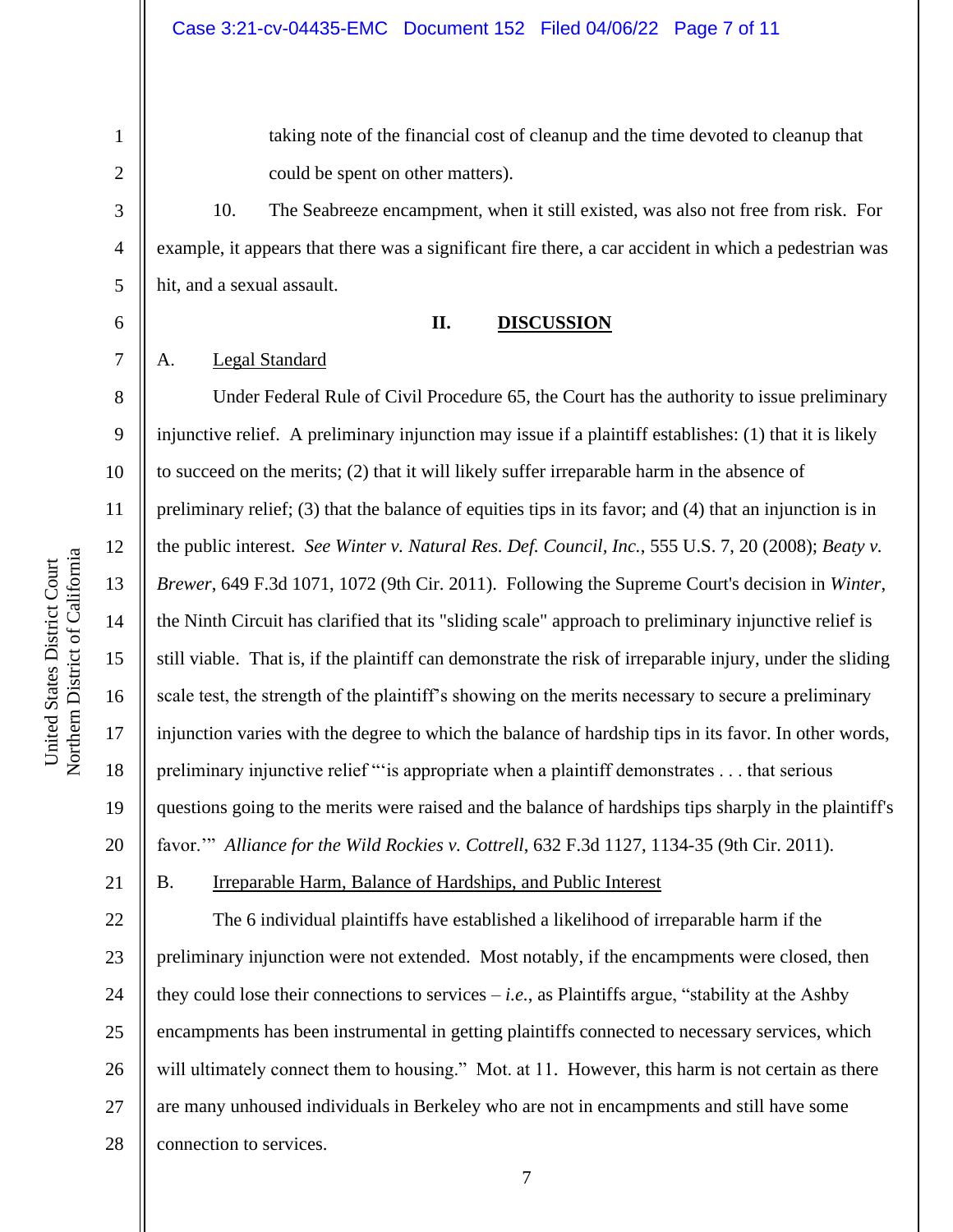taking note of the financial cost of cleanup and the time devoted to cleanup that could be spent on other matters).

10. The Seabreeze encampment, when it still existed, was also not free from risk. For example, it appears that there was a significant fire there, a car accident in which a pedestrian was hit, and a sexual assault.

## II. DISCUSSION

### A. Legal Standard

Under Federal Rule of Civil Procedure 65, the Court has the authority to issue preliminary injunctive relief. A preliminary injunction may issue if a plaintiff establishes: (1) that it is likely to succeed on the merits; (2) that it will likely suffer irreparable harm in the absence of preliminary relief; (3) that the balance of equities tips in its favor; and (4) that an injunction is in the public interest. *See Winter v. Natural Res. Def. Council, Inc.*, 555 U.S. 7, 20 (2008); *Beaty v. Brewer*, 649 F.3d 1071, 1072 (9th Cir. 2011). Following the Supreme Court's decision in *Winter*, the Ninth Circuit has clarified that its "sliding scale" approach to preliminary injunctive relief is still viable. That is, if the plaintiff can demonstrate the risk of irreparable injury, under the sliding scale test, the strength of the plaintiff's showing on the merits necessary to secure a preliminary injunction varies with the degree to which the balance of hardship tips in its favor. In other words, preliminary injunctive relief "'is appropriate when a plaintiff demonstrates . . . that serious questions going to the merits were raised and the balance of hardships tips sharply in the plaintiff's favor.'" *Alliance for the Wild Rockies v. Cottrell*, 632 F.3d 1127, 1134-35 (9th Cir. 2011).

### B. Irreparable Harm, Balance of Hardships, and Public Interest

The 6 individual plaintiffs have established a likelihood of irreparable harm if the preliminary injunction were not extended. Most notably, if the encampments were closed, then they could lose their connections to services – *i.e.*, as Plaintiffs argue, "stability at the Ashby encampments has been instrumental in getting plaintiffs connected to necessary services, which will ultimately connect them to housing." Mot. at 11. However, this harm is not certain as there are many unhoused individuals in Berkeley who are not in encampments and still have some connection to services.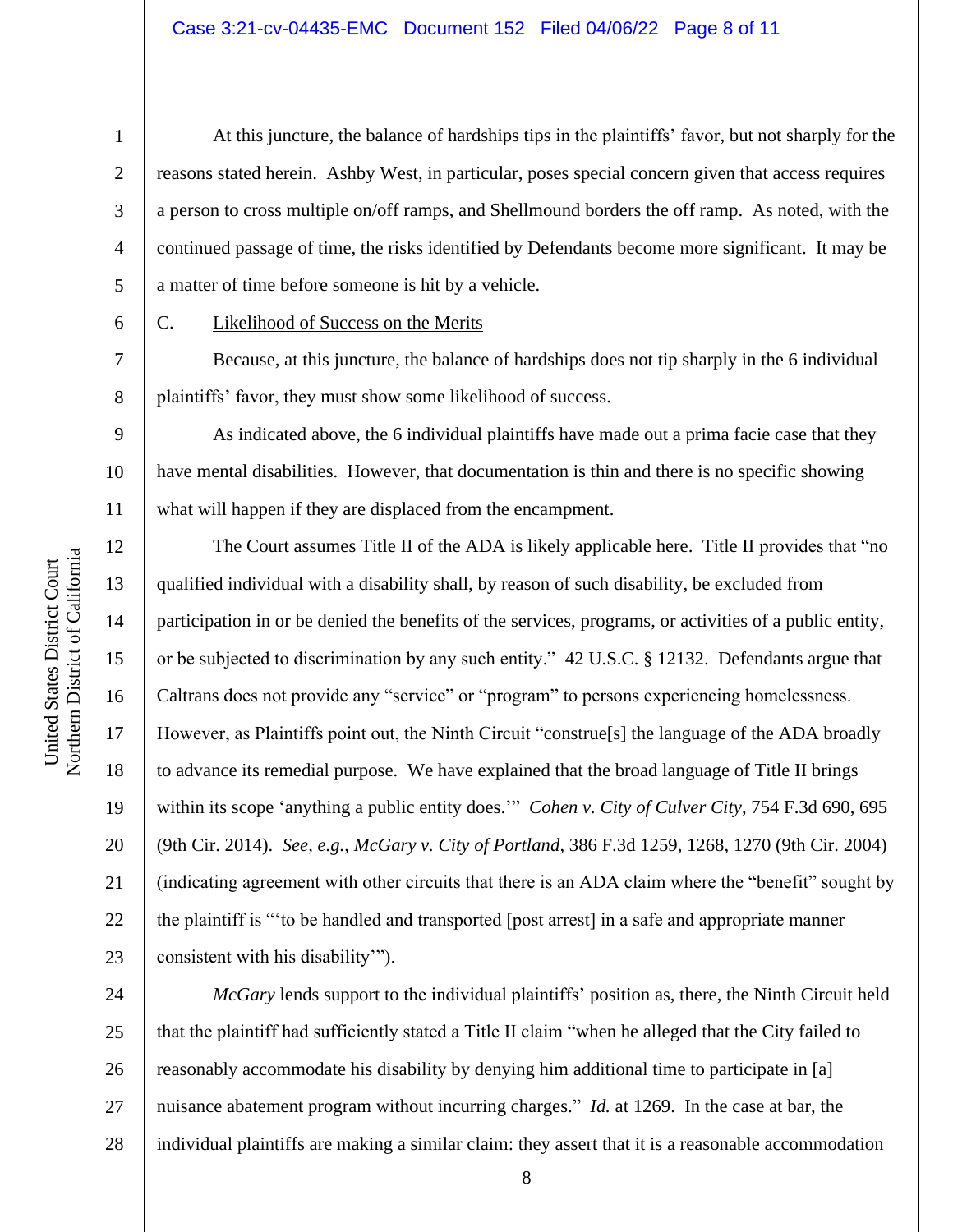At this juncture, the balance of hardships tips in the plaintiffs' favor, but not sharply for the reasons stated herein. Ashby West, in particular, poses special concern given that access requires a person to cross multiple on/off ramps, and Shellmound borders the off ramp. As noted, with the continued passage of time, the risks identified by Defendants become more significant. It may be a matter of time before someone is hit by a vehicle.

C. Likelihood of Success on the Merits

Because, at this juncture, the balance of hardships does not tip sharply in the 6 individual plaintiffs' favor, they must show some likelihood of success.

As indicated above, the 6 individual plaintiffs have made out a prima facie case that they have mental disabilities. However, that documentation is thin and there is no specific showing what will happen if they are displaced from the encampment.

The Court assumes Title II of the ADA is likely applicable here. Title II provides that "no qualified individual with a disability shall, by reason of such disability, be excluded from participation in or be denied the benefits of the services, programs, or activities of a public entity, or be subjected to discrimination by any such entity." 42 U.S.C. § 12132. Defendants argue that Caltrans does not provide any "service" or "program" to persons experiencing homelessness. However, as Plaintiffs point out, the Ninth Circuit "construe[s] the language of the ADA broadly to advance its remedial purpose. We have explained that the broad language of Title II brings within its scope 'anything a public entity does.'" *Cohen v. City of Culver City*, 754 F.3d 690, 695 (9th Cir. 2014). *See, e.g.*, *McGary v. City of Portland*, 386 F.3d 1259, 1268, 1270 (9th Cir. 2004) (indicating agreement with other circuits that there is an ADA claim where the "benefit" sought by the plaintiff is "'to be handled and transported [post arrest] in a safe and appropriate manner consistent with his disability'").

*McGary* lends support to the individual plaintiffs' position as, there, the Ninth Circuit held that the plaintiff had sufficiently stated a Title II claim "when he alleged that the City failed to reasonably accommodate his disability by denying him additional time to participate in [a] nuisance abatement program without incurring charges." *Id.* at 1269. In the case at bar, the individual plaintiffs are making a similar claim: they assert that it is a reasonable accommodation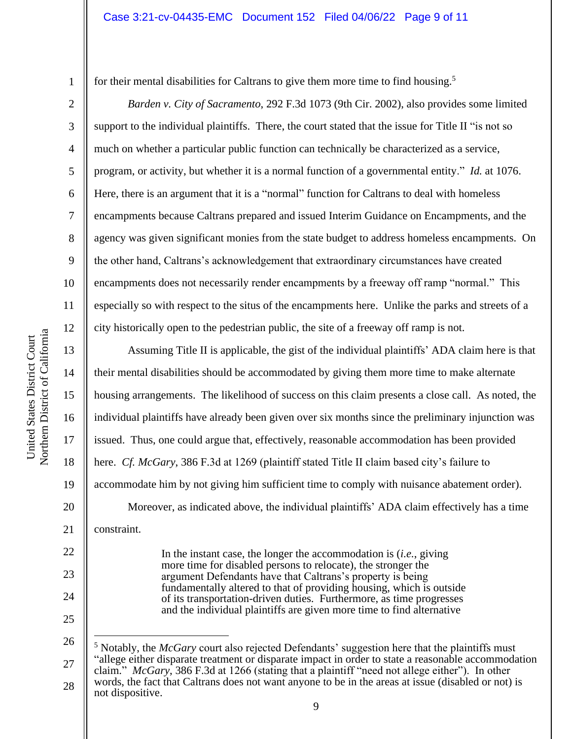for their mental disabilities for Caltrans to give them more time to find housing.[5]

*Barden v. City of Sacramento*, 292 F.3d 1073 (9th Cir. 2002), also provides some limited support to the individual plaintiffs. There, the court stated that the issue for Title II "is not so much on whether a particular public function can technically be characterized as a service, program, or activity, but whether it is a normal function of a governmental entity." *Id.* at 1076. Here, there is an argument that it is a "normal" function for Caltrans to deal with homeless encampments because Caltrans prepared and issued Interim Guidance on Encampments, and the agency was given significant monies from the state budget to address homeless encampments. On the other hand, Caltrans's acknowledgement that extraordinary circumstances have created encampments does not necessarily render encampments by a freeway off ramp "normal." This especially so with respect to the situs of the encampments here. Unlike the parks and streets of a city historically open to the pedestrian public, the site of a freeway off ramp is not.

Assuming Title II is applicable, the gist of the individual plaintiffs' ADA claim here is that their mental disabilities should be accommodated by giving them more time to make alternate housing arrangements. The likelihood of success on this claim presents a close call. As noted, the individual plaintiffs have already been given over six months since the preliminary injunction was issued. Thus, one could argue that, effectively, reasonable accommodation has been provided here. *Cf. McGary*, 386 F.3d at 1269 (plaintiff stated Title II claim based city's failure to accommodate him by not giving him sufficient time to comply with nuisance abatement order).

Moreover, as indicated above, the individual plaintiffs' ADA claim effectively has a time constraint.

> In the instant case, the longer the accommodation is (*i.e.*, giving more time for disabled persons to relocate), the stronger the argument Defendants have that Caltrans's property is being fundamentally altered to that of providing housing, which is outside of its transportation-driven duties. Furthermore, as time progresses and the individual plaintiffs are given more time to find alternative

---

[5] Notably, the *McGary* court also rejected Defendants' suggestion here that the plaintiffs must "allege either disparate treatment or disparate impact in order to state a reasonable accommodation claim." *McGary*, 386 F.3d at 1266 (stating that a plaintiff "need not allege either"). In other words, the fact that Caltrans does not want anyone to be in the areas at issue (disabled or not) is not dispositive.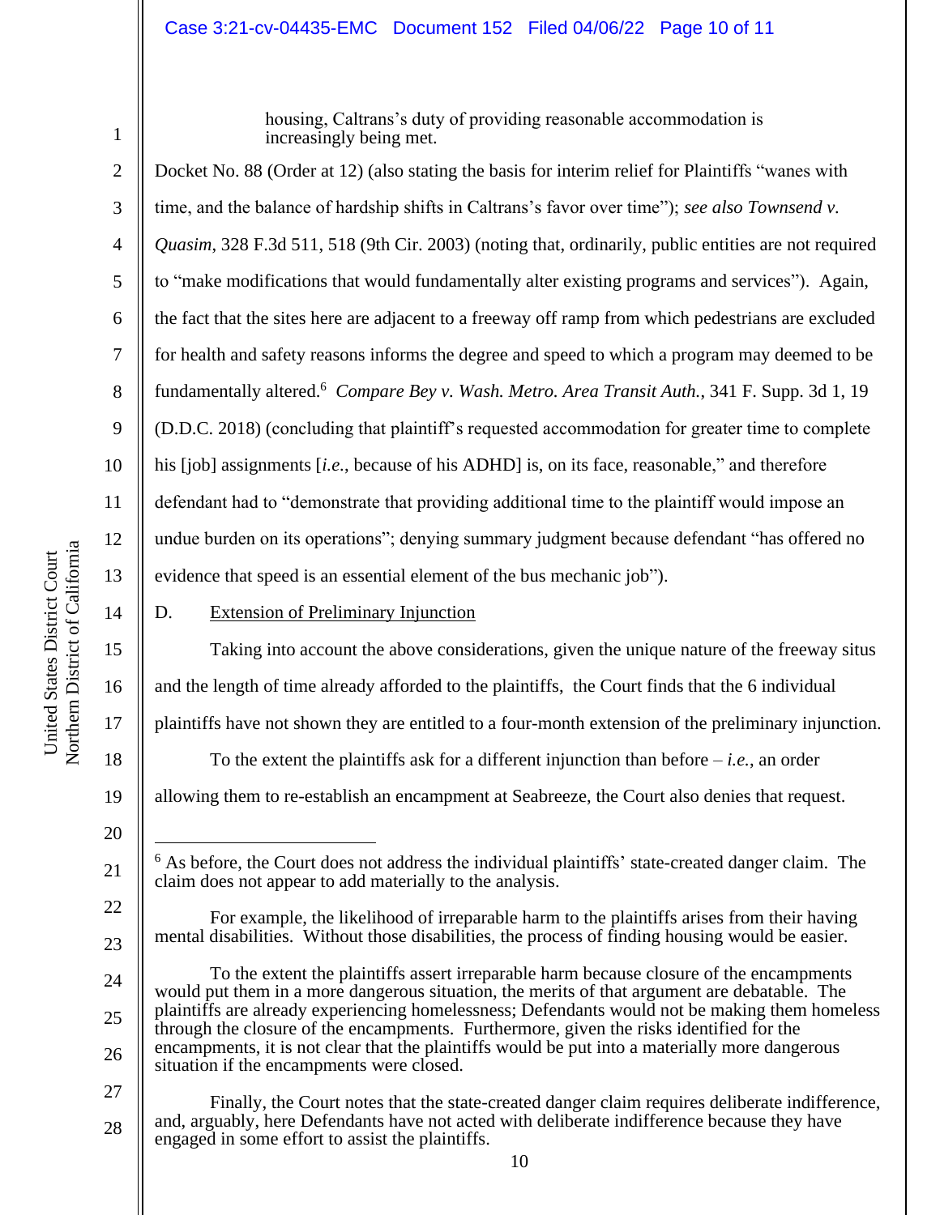housing, Caltrans's duty of providing reasonable accommodation is increasingly being met.

Docket No. 88 (Order at 12) (also stating the basis for interim relief for Plaintiffs "wanes with time, and the balance of hardship shifts in Caltrans's favor over time"); *see also Townsend v. Quasim*, 328 F.3d 511, 518 (9th Cir. 2003) (noting that, ordinarily, public entities are not required to "make modifications that would fundamentally alter existing programs and services"). Again, the fact that the sites here are adjacent to a freeway off ramp from which pedestrians are excluded for health and safety reasons informs the degree and speed to which a program may deemed to be fundamentally altered.[6] *Compare Bey v. Wash. Metro. Area Transit Auth.*, 341 F. Supp. 3d 1, 19 (D.D.C. 2018) (concluding that plaintiff's requested accommodation for greater time to complete his [job] assignments [*i.e.*, because of his ADHD] is, on its face, reasonable," and therefore defendant had to "demonstrate that providing additional time to the plaintiff would impose an undue burden on its operations"; denying summary judgment because defendant "has offered no evidence that speed is an essential element of the bus mechanic job").

D. Extension of Preliminary Injunction

Taking into account the above considerations, given the unique nature of the freeway situs and the length of time already afforded to the plaintiffs, the Court finds that the 6 individual plaintiffs have not shown they are entitled to a four-month extension of the preliminary injunction.

To the extent the plaintiffs ask for a different injunction than before – *i.e.*, an order allowing them to re-establish an encampment at Seabreeze, the Court also denies that request.

---

[6] As before, the Court does not address the individual plaintiffs' state-created danger claim. The claim does not appear to add materially to the analysis.

For example, the likelihood of irreparable harm to the plaintiffs arises from their having mental disabilities. Without those disabilities, the process of finding housing would be easier.

To the extent the plaintiffs assert irreparable harm because closure of the encampments would put them in a more dangerous situation, the merits of that argument are debatable. The plaintiffs are already experiencing homelessness; Defendants would not be making them homeless through the closure of the encampments. Furthermore, given the risks identified for the encampments, it is not clear that the plaintiffs would be put into a materially more dangerous situation if the encampments were closed.

Finally, the Court notes that the state-created danger claim requires deliberate indifference, and, arguably, here Defendants have not acted with deliberate indifference because they have engaged in some effort to assist the plaintiffs.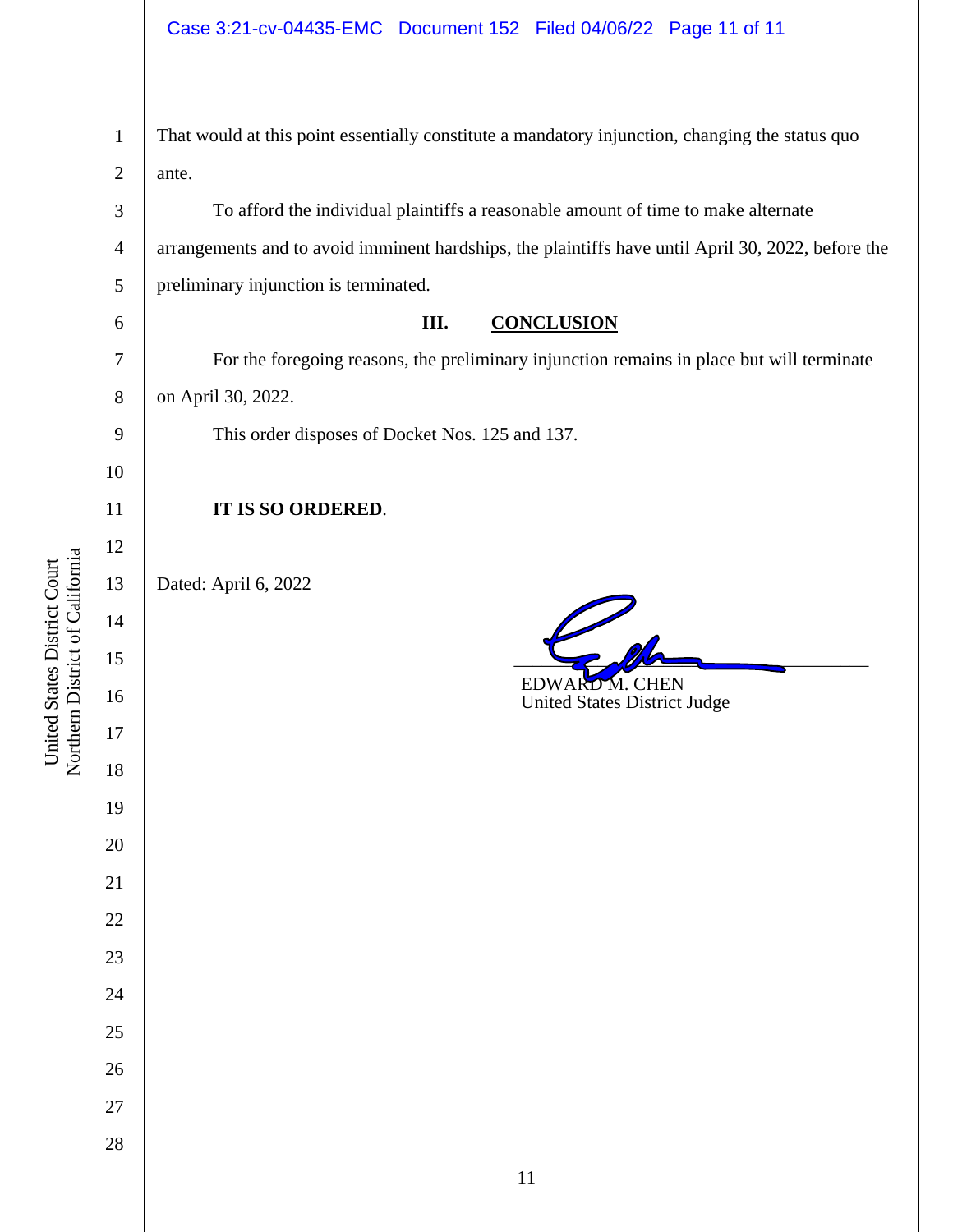That would at this point essentially constitute a mandatory injunction, changing the status quo ante.

To afford the individual plaintiffs a reasonable amount of time to make alternate arrangements and to avoid imminent hardships, the plaintiffs have until April 30, 2022, before the preliminary injunction is terminated.

## III. CONCLUSION

For the foregoing reasons, the preliminary injunction remains in place but will terminate on April 30, 2022.

This order disposes of Docket Nos. 125 and 137.

**IT IS SO ORDERED**.

Dated: April 6, 2022

EDWARD M. CHEN
United States District Judge